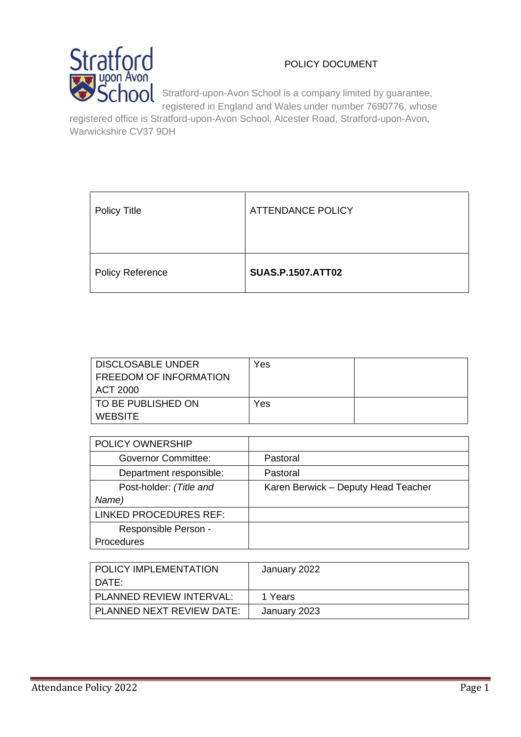Stratford upon Avon School

POLICY DOCUMENT

Stratford-upon-Avon School is a company limited by guarantee, registered in England and Wales under number 7690776, whose registered office is Stratford-upon-Avon School, Alcester Road, Stratford-upon-Avon, Warwickshire CV37 9DH

| Policy Title | ATTENDANCE POLICY |
|---|---|
| Policy Reference | **SUAS.P.1507.ATT02** |

| DISCLOSABLE UNDER FREEDOM OF INFORMATION ACT 2000 | Yes | |
|---|---|---|
| TO BE PUBLISHED ON WEBSITE | Yes | |

| POLICY OWNERSHIP | |
|---|---|
| Governor Committee: | Pastoral |
| Department responsible: | Pastoral |
| Post-holder: *(Title and Name)* | Karen Berwick – Deputy Head Teacher |
| LINKED PROCEDURES REF: | |
| Responsible Person - Procedures | |

| POLICY IMPLEMENTATION DATE: | January 2022 |
|---|---|
| PLANNED REVIEW INTERVAL: | 1 Years |
| PLANNED NEXT REVIEW DATE: | January 2023 |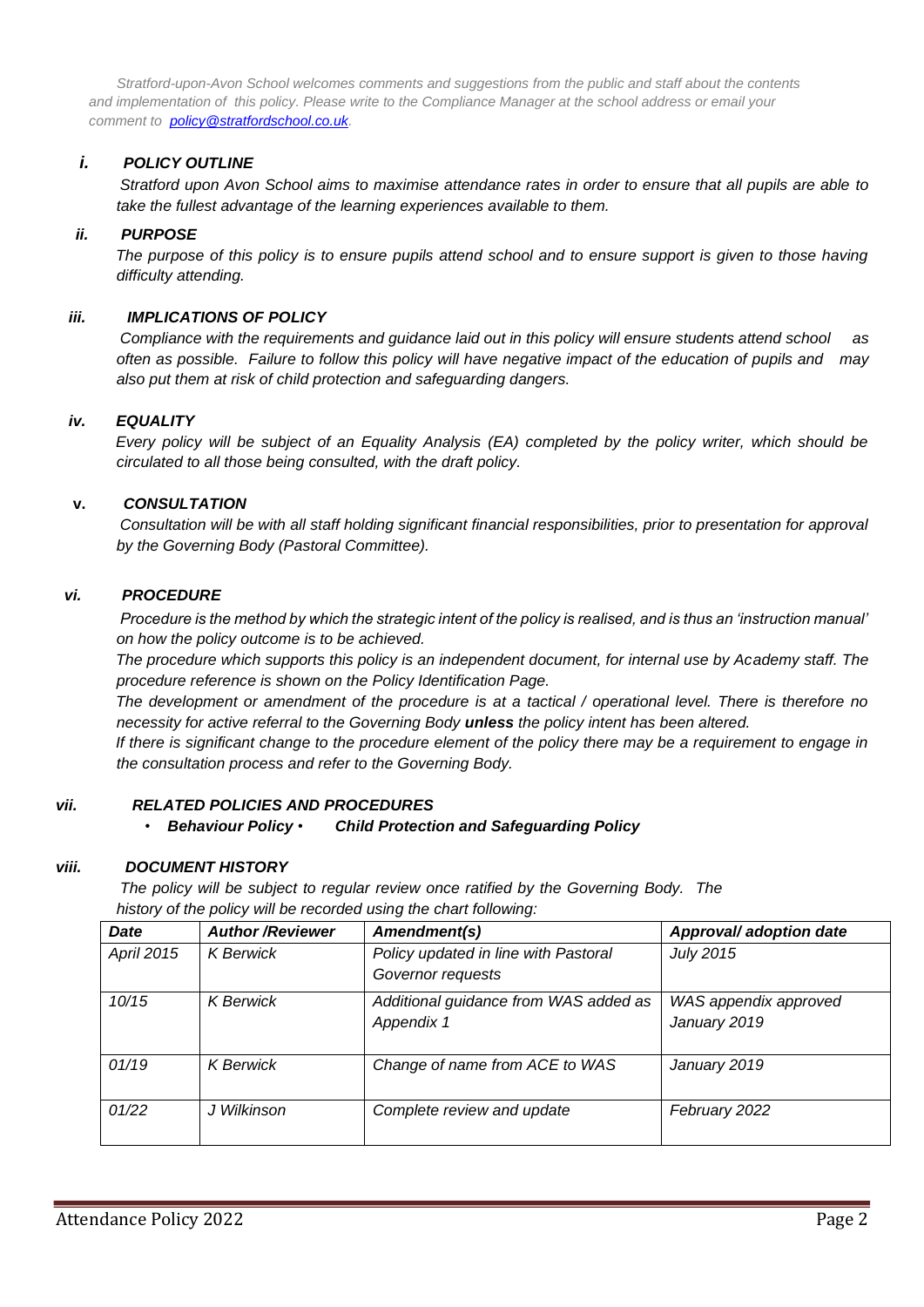*Stratford-upon-Avon School welcomes comments and suggestions from the public and staff about the contents and implementation of this policy. Please write to the Compliance Manager at the school address or email your comment to [policy@stratfordschool.co.uk](mailto:policy@stratfordschool.co.uk).*

## *i. POLICY OUTLINE*

*Stratford upon Avon School aims to maximise attendance rates in order to ensure that all pupils are able to take the fullest advantage of the learning experiences available to them.*

## *ii. PURPOSE*

*The purpose of this policy is to ensure pupils attend school and to ensure support is given to those having difficulty attending.*

## *iii. IMPLICATIONS OF POLICY*

*Compliance with the requirements and guidance laid out in this policy will ensure students attend school as often as possible. Failure to follow this policy will have negative impact of the education of pupils and may also put them at risk of child protection and safeguarding dangers.*

## *iv. EQUALITY*

*Every policy will be subject of an Equality Analysis (EA) completed by the policy writer, which should be circulated to all those being consulted, with the draft policy.*

## *v. CONSULTATION*

*Consultation will be with all staff holding significant financial responsibilities, prior to presentation for approval by the Governing Body (Pastoral Committee).*

## *vi. PROCEDURE*

*Procedure is the method by which the strategic intent of the policy is realised, and is thus an 'instruction manual' on how the policy outcome is to be achieved.*

*The procedure which supports this policy is an independent document, for internal use by Academy staff. The procedure reference is shown on the Policy Identification Page.*

*The development or amendment of the procedure is at a tactical / operational level. There is therefore no necessity for active referral to the Governing Body **unless** the policy intent has been altered.*

*If there is significant change to the procedure element of the policy there may be a requirement to engage in the consultation process and refer to the Governing Body.*

## *vii. RELATED POLICIES AND PROCEDURES*

- ***Behaviour Policy***
- ***Child Protection and Safeguarding Policy***

## *viii. DOCUMENT HISTORY*

*The policy will be subject to regular review once ratified by the Governing Body. The history of the policy will be recorded using the chart following:*

| *Date* | *Author /Reviewer* | *Amendment(s)* | *Approval/ adoption date* |
|---|---|---|---|
| *April 2015* | *K Berwick* | *Policy updated in line with Pastoral Governor requests* | *July 2015* |
| *10/15* | *K Berwick* | *Additional guidance from WAS added as Appendix 1* | *WAS appendix approved January 2019* |
| *01/19* | *K Berwick* | *Change of name from ACE to WAS* | *January 2019* |
| *01/22* | *J Wilkinson* | *Complete review and update* | *February 2022* |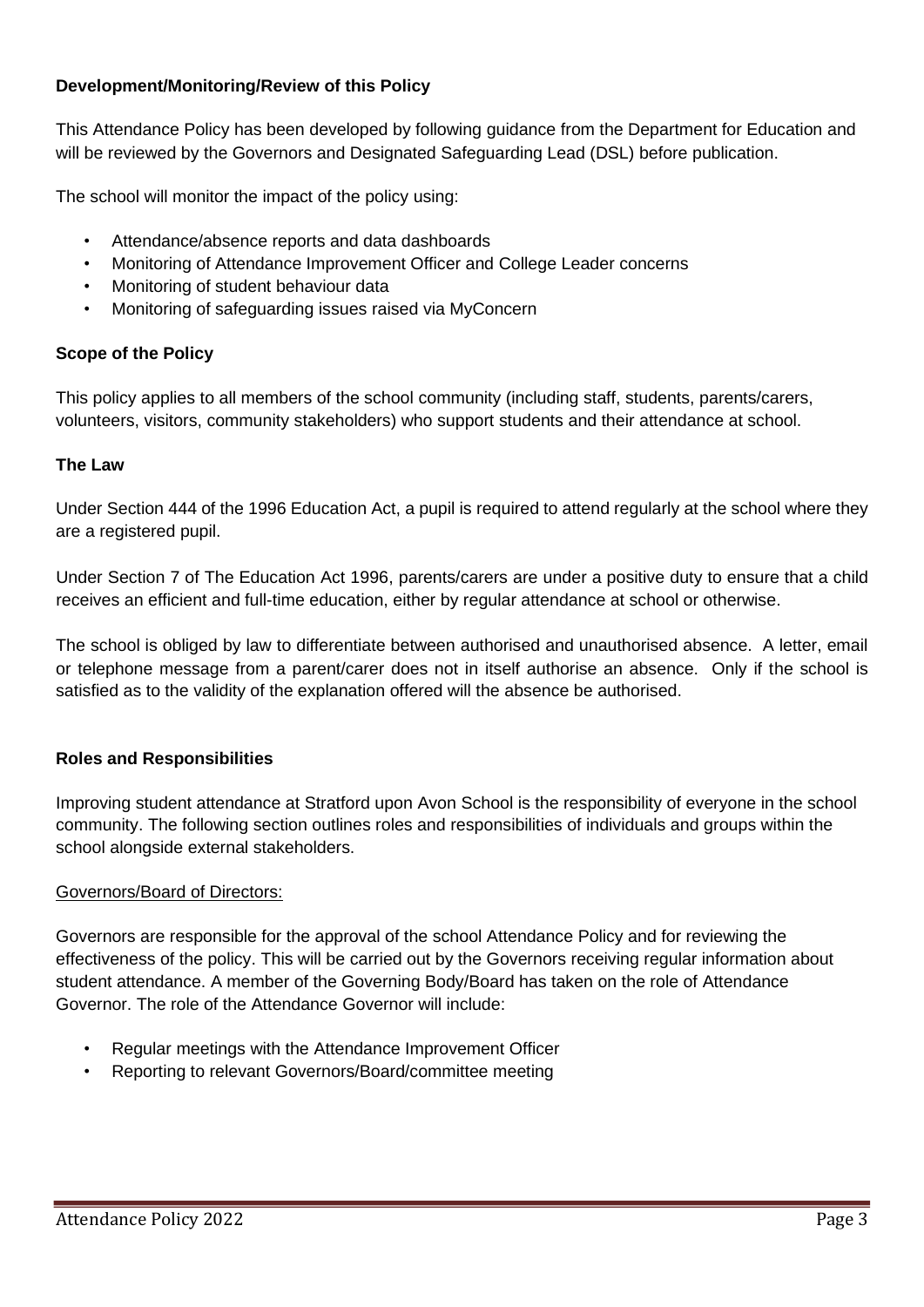**Development/Monitoring/Review of this Policy**

This Attendance Policy has been developed by following guidance from the Department for Education and will be reviewed by the Governors and Designated Safeguarding Lead (DSL) before publication.

The school will monitor the impact of the policy using:

- Attendance/absence reports and data dashboards
- Monitoring of Attendance Improvement Officer and College Leader concerns
- Monitoring of student behaviour data
- Monitoring of safeguarding issues raised via MyConcern

**Scope of the Policy**

This policy applies to all members of the school community (including staff, students, parents/carers, volunteers, visitors, community stakeholders) who support students and their attendance at school.

**The Law**

Under Section 444 of the 1996 Education Act, a pupil is required to attend regularly at the school where they are a registered pupil.

Under Section 7 of The Education Act 1996, parents/carers are under a positive duty to ensure that a child receives an efficient and full-time education, either by regular attendance at school or otherwise.

The school is obliged by law to differentiate between authorised and unauthorised absence. A letter, email or telephone message from a parent/carer does not in itself authorise an absence. Only if the school is satisfied as to the validity of the explanation offered will the absence be authorised.

**Roles and Responsibilities**

Improving student attendance at Stratford upon Avon School is the responsibility of everyone in the school community. The following section outlines roles and responsibilities of individuals and groups within the school alongside external stakeholders.

Governors/Board of Directors:

Governors are responsible for the approval of the school Attendance Policy and for reviewing the effectiveness of the policy. This will be carried out by the Governors receiving regular information about student attendance. A member of the Governing Body/Board has taken on the role of Attendance Governor. The role of the Attendance Governor will include:

- Regular meetings with the Attendance Improvement Officer
- Reporting to relevant Governors/Board/committee meeting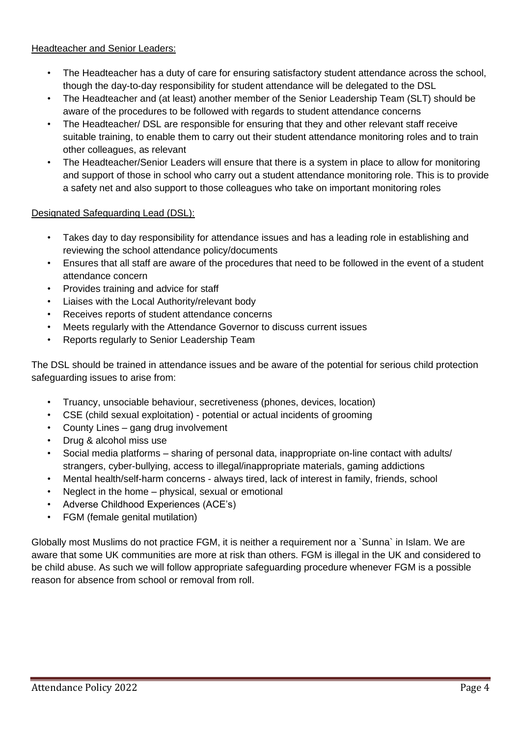Headteacher and Senior Leaders:

- The Headteacher has a duty of care for ensuring satisfactory student attendance across the school, though the day-to-day responsibility for student attendance will be delegated to the DSL
- The Headteacher and (at least) another member of the Senior Leadership Team (SLT) should be aware of the procedures to be followed with regards to student attendance concerns
- The Headteacher/ DSL are responsible for ensuring that they and other relevant staff receive suitable training, to enable them to carry out their student attendance monitoring roles and to train other colleagues, as relevant
- The Headteacher/Senior Leaders will ensure that there is a system in place to allow for monitoring and support of those in school who carry out a student attendance monitoring role. This is to provide a safety net and also support to those colleagues who take on important monitoring roles

Designated Safeguarding Lead (DSL):

- Takes day to day responsibility for attendance issues and has a leading role in establishing and reviewing the school attendance policy/documents
- Ensures that all staff are aware of the procedures that need to be followed in the event of a student attendance concern
- Provides training and advice for staff
- Liaises with the Local Authority/relevant body
- Receives reports of student attendance concerns
- Meets regularly with the Attendance Governor to discuss current issues
- Reports regularly to Senior Leadership Team

The DSL should be trained in attendance issues and be aware of the potential for serious child protection safeguarding issues to arise from:

- Truancy, unsociable behaviour, secretiveness (phones, devices, location)
- CSE (child sexual exploitation) - potential or actual incidents of grooming
- County Lines – gang drug involvement
- Drug & alcohol miss use
- Social media platforms – sharing of personal data, inappropriate on-line contact with adults/ strangers, cyber-bullying, access to illegal/inappropriate materials, gaming addictions
- Mental health/self-harm concerns - always tired, lack of interest in family, friends, school
- Neglect in the home – physical, sexual or emotional
- Adverse Childhood Experiences (ACE's)
- FGM (female genital mutilation)

Globally most Muslims do not practice FGM, it is neither a requirement nor a `Sunna` in Islam. We are aware that some UK communities are more at risk than others. FGM is illegal in the UK and considered to be child abuse. As such we will follow appropriate safeguarding procedure whenever FGM is a possible reason for absence from school or removal from roll.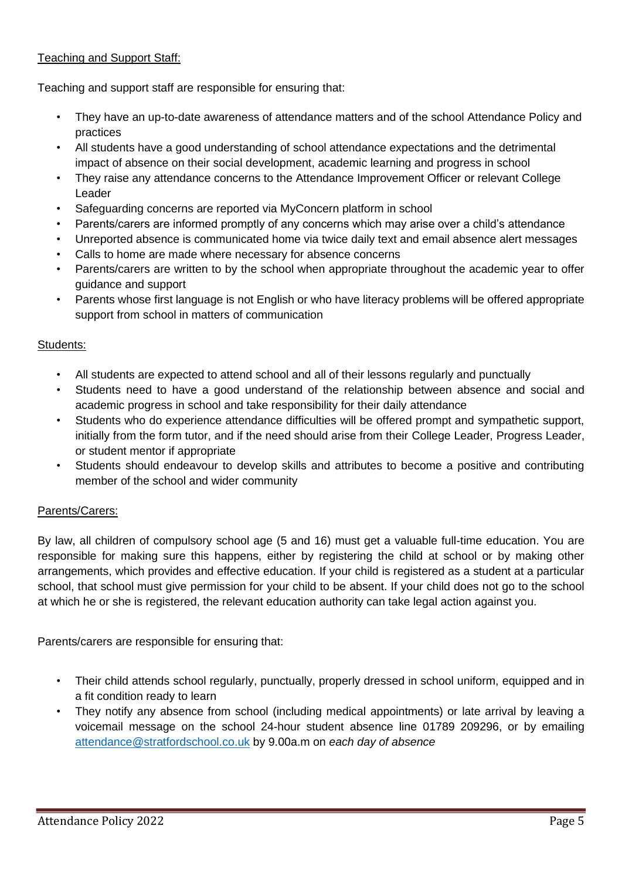Teaching and Support Staff:

Teaching and support staff are responsible for ensuring that:

- They have an up-to-date awareness of attendance matters and of the school Attendance Policy and practices
- All students have a good understanding of school attendance expectations and the detrimental impact of absence on their social development, academic learning and progress in school
- They raise any attendance concerns to the Attendance Improvement Officer or relevant College Leader
- Safeguarding concerns are reported via MyConcern platform in school
- Parents/carers are informed promptly of any concerns which may arise over a child's attendance
- Unreported absence is communicated home via twice daily text and email absence alert messages
- Calls to home are made where necessary for absence concerns
- Parents/carers are written to by the school when appropriate throughout the academic year to offer guidance and support
- Parents whose first language is not English or who have literacy problems will be offered appropriate support from school in matters of communication

Students:

- All students are expected to attend school and all of their lessons regularly and punctually
- Students need to have a good understand of the relationship between absence and social and academic progress in school and take responsibility for their daily attendance
- Students who do experience attendance difficulties will be offered prompt and sympathetic support, initially from the form tutor, and if the need should arise from their College Leader, Progress Leader, or student mentor if appropriate
- Students should endeavour to develop skills and attributes to become a positive and contributing member of the school and wider community

Parents/Carers:

By law, all children of compulsory school age (5 and 16) must get a valuable full-time education. You are responsible for making sure this happens, either by registering the child at school or by making other arrangements, which provides and effective education. If your child is registered as a student at a particular school, that school must give permission for your child to be absent. If your child does not go to the school at which he or she is registered, the relevant education authority can take legal action against you.

Parents/carers are responsible for ensuring that:

- Their child attends school regularly, punctually, properly dressed in school uniform, equipped and in a fit condition ready to learn
- They notify any absence from school (including medical appointments) or late arrival by leaving a voicemail message on the school 24-hour student absence line 01789 209296, or by emailing attendance@stratfordschool.co.uk by 9.00a.m on *each day of absence*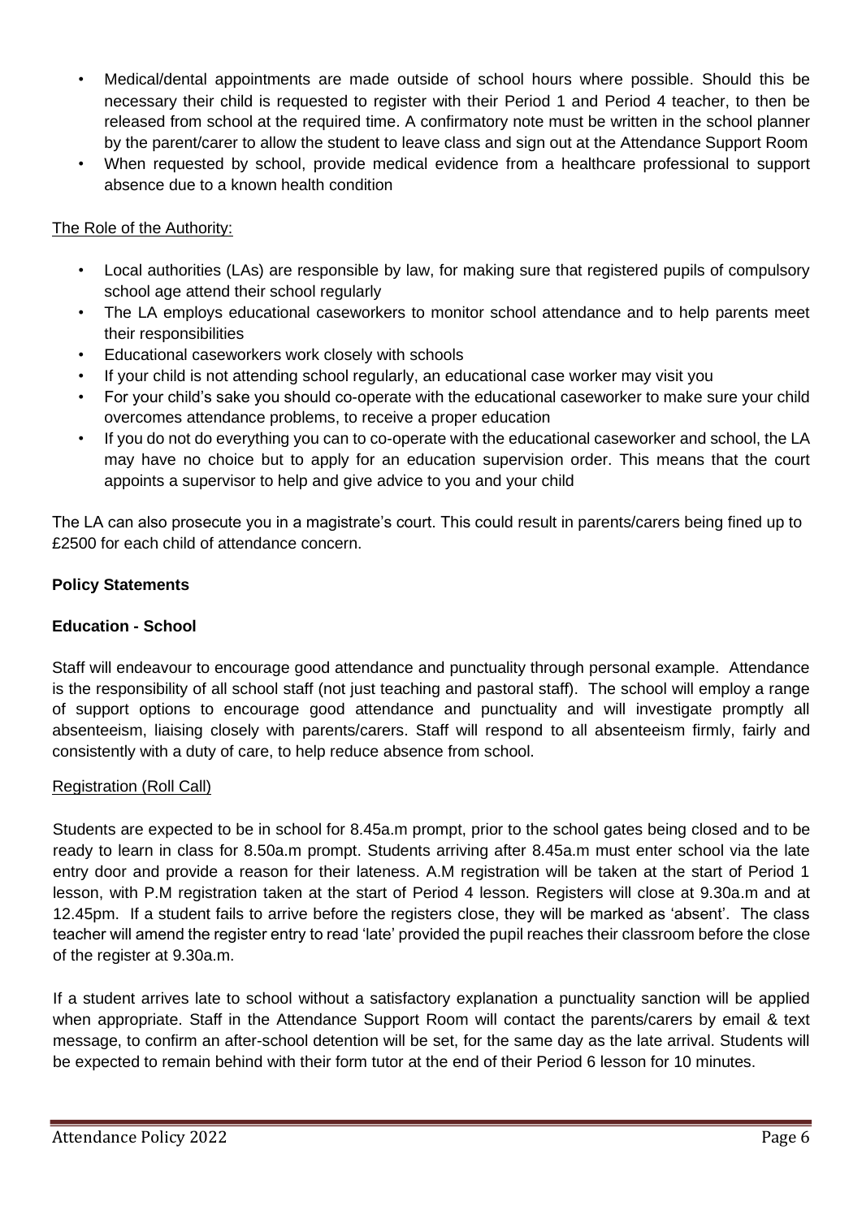- Medical/dental appointments are made outside of school hours where possible. Should this be necessary their child is requested to register with their Period 1 and Period 4 teacher, to then be released from school at the required time. A confirmatory note must be written in the school planner by the parent/carer to allow the student to leave class and sign out at the Attendance Support Room
- When requested by school, provide medical evidence from a healthcare professional to support absence due to a known health condition

The Role of the Authority:

- Local authorities (LAs) are responsible by law, for making sure that registered pupils of compulsory school age attend their school regularly
- The LA employs educational caseworkers to monitor school attendance and to help parents meet their responsibilities
- Educational caseworkers work closely with schools
- If your child is not attending school regularly, an educational case worker may visit you
- For your child's sake you should co-operate with the educational caseworker to make sure your child overcomes attendance problems, to receive a proper education
- If you do not do everything you can to co-operate with the educational caseworker and school, the LA may have no choice but to apply for an education supervision order. This means that the court appoints a supervisor to help and give advice to you and your child

The LA can also prosecute you in a magistrate's court. This could result in parents/carers being fined up to £2500 for each child of attendance concern.

**Policy Statements**

**Education - School**

Staff will endeavour to encourage good attendance and punctuality through personal example. Attendance is the responsibility of all school staff (not just teaching and pastoral staff). The school will employ a range of support options to encourage good attendance and punctuality and will investigate promptly all absenteeism, liaising closely with parents/carers. Staff will respond to all absenteeism firmly, fairly and consistently with a duty of care, to help reduce absence from school.

Registration (Roll Call)

Students are expected to be in school for 8.45a.m prompt, prior to the school gates being closed and to be ready to learn in class for 8.50a.m prompt. Students arriving after 8.45a.m must enter school via the late entry door and provide a reason for their lateness. A.M registration will be taken at the start of Period 1 lesson, with P.M registration taken at the start of Period 4 lesson. Registers will close at 9.30a.m and at 12.45pm. If a student fails to arrive before the registers close, they will be marked as 'absent'. The class teacher will amend the register entry to read 'late' provided the pupil reaches their classroom before the close of the register at 9.30a.m.

If a student arrives late to school without a satisfactory explanation a punctuality sanction will be applied when appropriate. Staff in the Attendance Support Room will contact the parents/carers by email & text message, to confirm an after-school detention will be set, for the same day as the late arrival. Students will be expected to remain behind with their form tutor at the end of their Period 6 lesson for 10 minutes.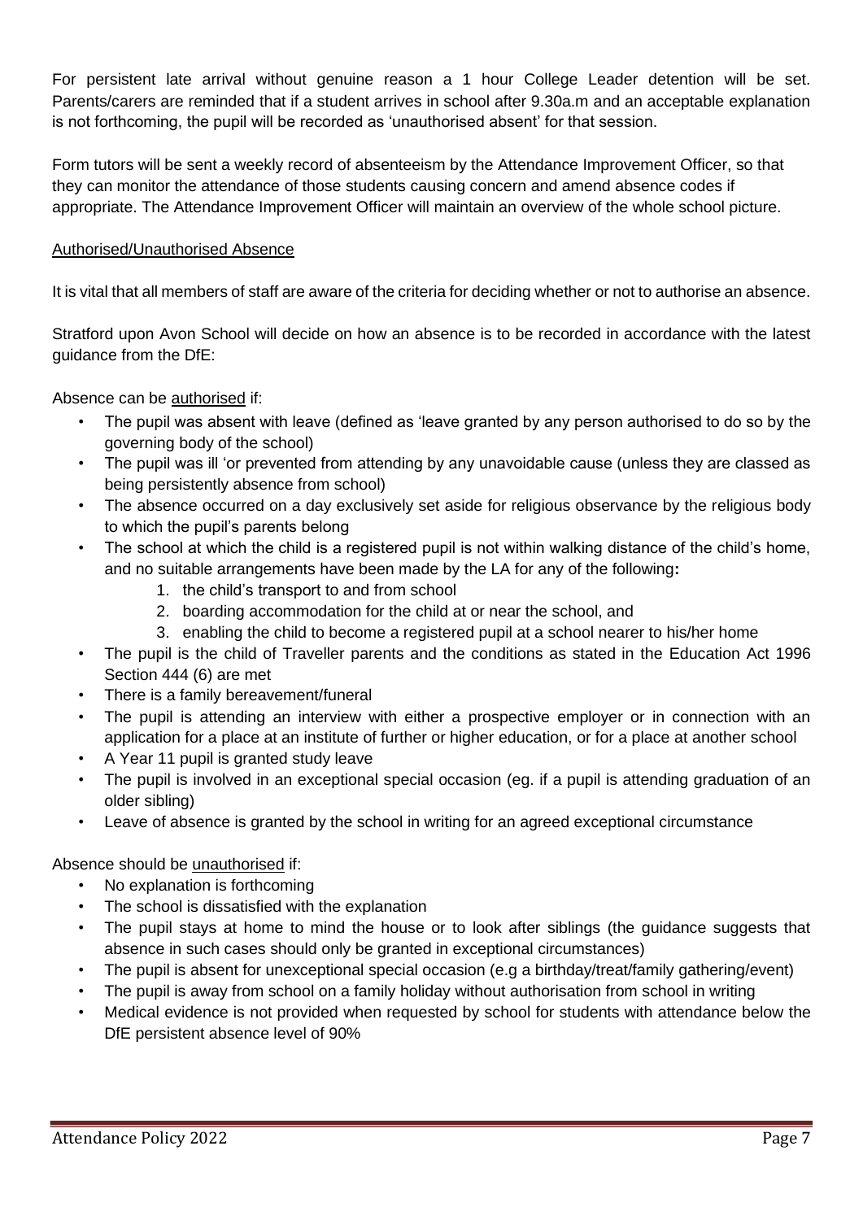For persistent late arrival without genuine reason a 1 hour College Leader detention will be set. Parents/carers are reminded that if a student arrives in school after 9.30a.m and an acceptable explanation is not forthcoming, the pupil will be recorded as 'unauthorised absent' for that session.

Form tutors will be sent a weekly record of absenteeism by the Attendance Improvement Officer, so that they can monitor the attendance of those students causing concern and amend absence codes if appropriate. The Attendance Improvement Officer will maintain an overview of the whole school picture.

<u>Authorised/Unauthorised Absence</u>

It is vital that all members of staff are aware of the criteria for deciding whether or not to authorise an absence.

Stratford upon Avon School will decide on how an absence is to be recorded in accordance with the latest guidance from the DfE:

Absence can be <u>authorised</u> if:

- The pupil was absent with leave (defined as 'leave granted by any person authorised to do so by the governing body of the school)
- The pupil was ill 'or prevented from attending by any unavoidable cause (unless they are classed as being persistently absence from school)
- The absence occurred on a day exclusively set aside for religious observance by the religious body to which the pupil's parents belong
- The school at which the child is a registered pupil is not within walking distance of the child's home, and no suitable arrangements have been made by the LA for any of the following**:**
    1. the child's transport to and from school
    2. boarding accommodation for the child at or near the school, and
    3. enabling the child to become a registered pupil at a school nearer to his/her home
- The pupil is the child of Traveller parents and the conditions as stated in the Education Act 1996 Section 444 (6) are met
- There is a family bereavement/funeral
- The pupil is attending an interview with either a prospective employer or in connection with an application for a place at an institute of further or higher education, or for a place at another school
- A Year 11 pupil is granted study leave
- The pupil is involved in an exceptional special occasion (eg. if a pupil is attending graduation of an older sibling)
- Leave of absence is granted by the school in writing for an agreed exceptional circumstance

Absence should be <u>unauthorised</u> if:

- No explanation is forthcoming
- The school is dissatisfied with the explanation
- The pupil stays at home to mind the house or to look after siblings (the guidance suggests that absence in such cases should only be granted in exceptional circumstances)
- The pupil is absent for unexceptional special occasion (e.g a birthday/treat/family gathering/event)
- The pupil is away from school on a family holiday without authorisation from school in writing
- Medical evidence is not provided when requested by school for students with attendance below the DfE persistent absence level of 90%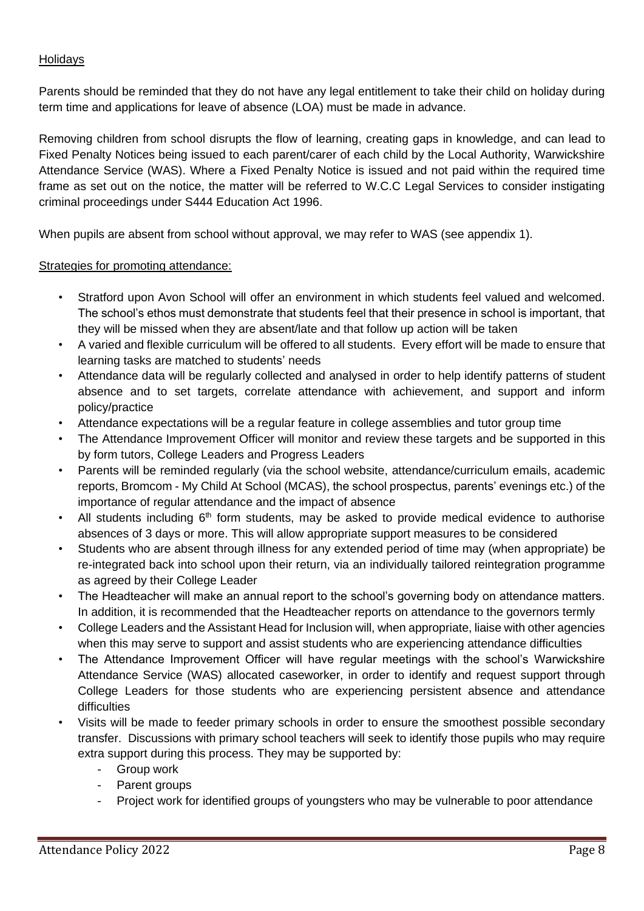Holidays

Parents should be reminded that they do not have any legal entitlement to take their child on holiday during term time and applications for leave of absence (LOA) must be made in advance.

Removing children from school disrupts the flow of learning, creating gaps in knowledge, and can lead to Fixed Penalty Notices being issued to each parent/carer of each child by the Local Authority, Warwickshire Attendance Service (WAS). Where a Fixed Penalty Notice is issued and not paid within the required time frame as set out on the notice, the matter will be referred to W.C.C Legal Services to consider instigating criminal proceedings under S444 Education Act 1996.

When pupils are absent from school without approval, we may refer to WAS (see appendix 1).

Strategies for promoting attendance:

- Stratford upon Avon School will offer an environment in which students feel valued and welcomed. The school's ethos must demonstrate that students feel that their presence in school is important, that they will be missed when they are absent/late and that follow up action will be taken
- A varied and flexible curriculum will be offered to all students. Every effort will be made to ensure that learning tasks are matched to students' needs
- Attendance data will be regularly collected and analysed in order to help identify patterns of student absence and to set targets, correlate attendance with achievement, and support and inform policy/practice
- Attendance expectations will be a regular feature in college assemblies and tutor group time
- The Attendance Improvement Officer will monitor and review these targets and be supported in this by form tutors, College Leaders and Progress Leaders
- Parents will be reminded regularly (via the school website, attendance/curriculum emails, academic reports, Bromcom - My Child At School (MCAS), the school prospectus, parents' evenings etc.) of the importance of regular attendance and the impact of absence
- All students including 6th form students, may be asked to provide medical evidence to authorise absences of 3 days or more. This will allow appropriate support measures to be considered
- Students who are absent through illness for any extended period of time may (when appropriate) be re-integrated back into school upon their return, via an individually tailored reintegration programme as agreed by their College Leader
- The Headteacher will make an annual report to the school's governing body on attendance matters. In addition, it is recommended that the Headteacher reports on attendance to the governors termly
- College Leaders and the Assistant Head for Inclusion will, when appropriate, liaise with other agencies when this may serve to support and assist students who are experiencing attendance difficulties
- The Attendance Improvement Officer will have regular meetings with the school's Warwickshire Attendance Service (WAS) allocated caseworker, in order to identify and request support through College Leaders for those students who are experiencing persistent absence and attendance difficulties
- Visits will be made to feeder primary schools in order to ensure the smoothest possible secondary transfer. Discussions with primary school teachers will seek to identify those pupils who may require extra support during this process. They may be supported by:
  - Group work
  - Parent groups
  - Project work for identified groups of youngsters who may be vulnerable to poor attendance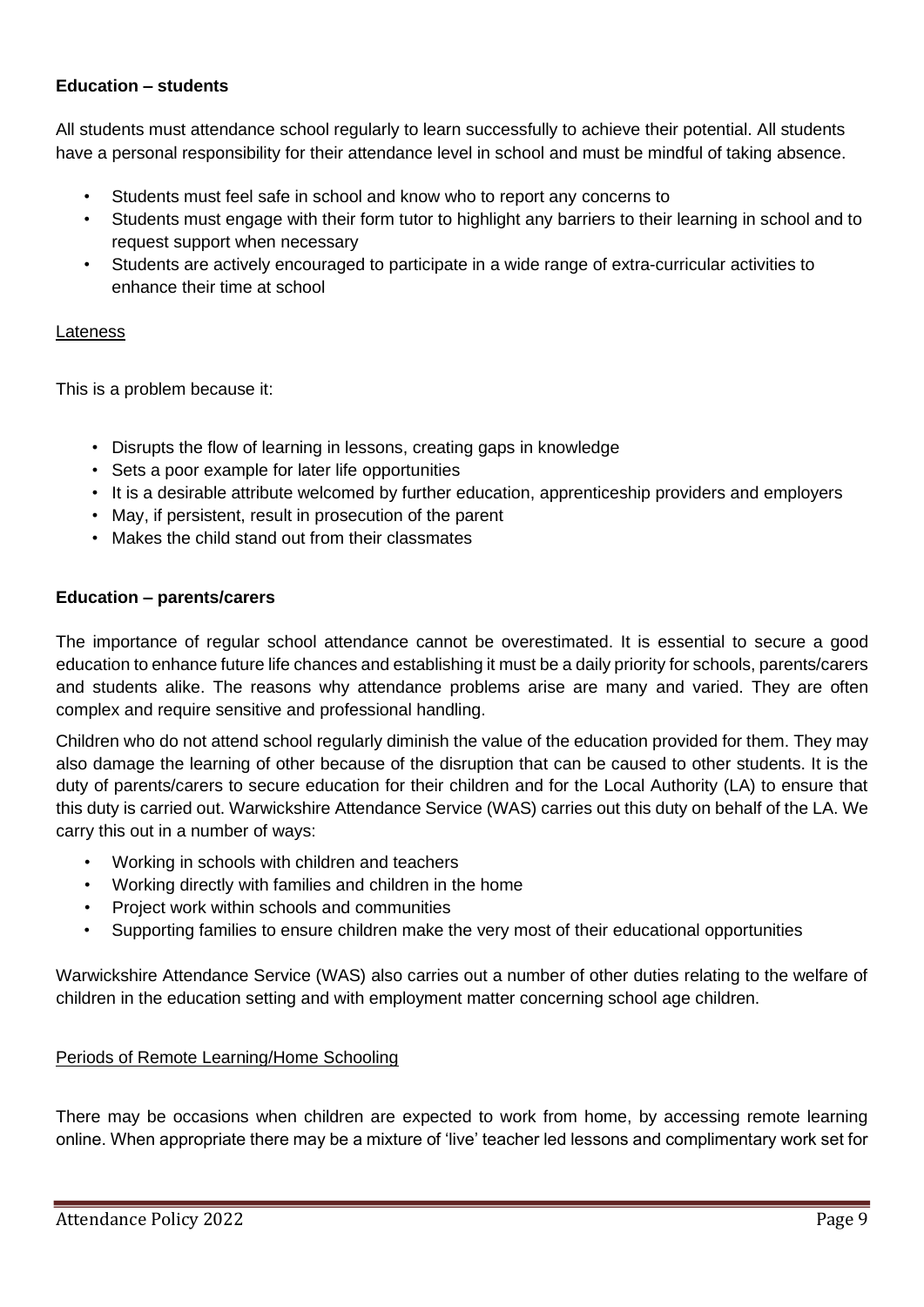**Education – students**

All students must attendance school regularly to learn successfully to achieve their potential. All students have a personal responsibility for their attendance level in school and must be mindful of taking absence.

- Students must feel safe in school and know who to report any concerns to
- Students must engage with their form tutor to highlight any barriers to their learning in school and to request support when necessary
- Students are actively encouraged to participate in a wide range of extra-curricular activities to enhance their time at school

Lateness

This is a problem because it:

- Disrupts the flow of learning in lessons, creating gaps in knowledge
- Sets a poor example for later life opportunities
- It is a desirable attribute welcomed by further education, apprenticeship providers and employers
- May, if persistent, result in prosecution of the parent
- Makes the child stand out from their classmates

**Education – parents/carers**

The importance of regular school attendance cannot be overestimated. It is essential to secure a good education to enhance future life chances and establishing it must be a daily priority for schools, parents/carers and students alike. The reasons why attendance problems arise are many and varied. They are often complex and require sensitive and professional handling.

Children who do not attend school regularly diminish the value of the education provided for them. They may also damage the learning of other because of the disruption that can be caused to other students. It is the duty of parents/carers to secure education for their children and for the Local Authority (LA) to ensure that this duty is carried out. Warwickshire Attendance Service (WAS) carries out this duty on behalf of the LA. We carry this out in a number of ways:

- Working in schools with children and teachers
- Working directly with families and children in the home
- Project work within schools and communities
- Supporting families to ensure children make the very most of their educational opportunities

Warwickshire Attendance Service (WAS) also carries out a number of other duties relating to the welfare of children in the education setting and with employment matter concerning school age children.

Periods of Remote Learning/Home Schooling

There may be occasions when children are expected to work from home, by accessing remote learning online. When appropriate there may be a mixture of 'live' teacher led lessons and complimentary work set for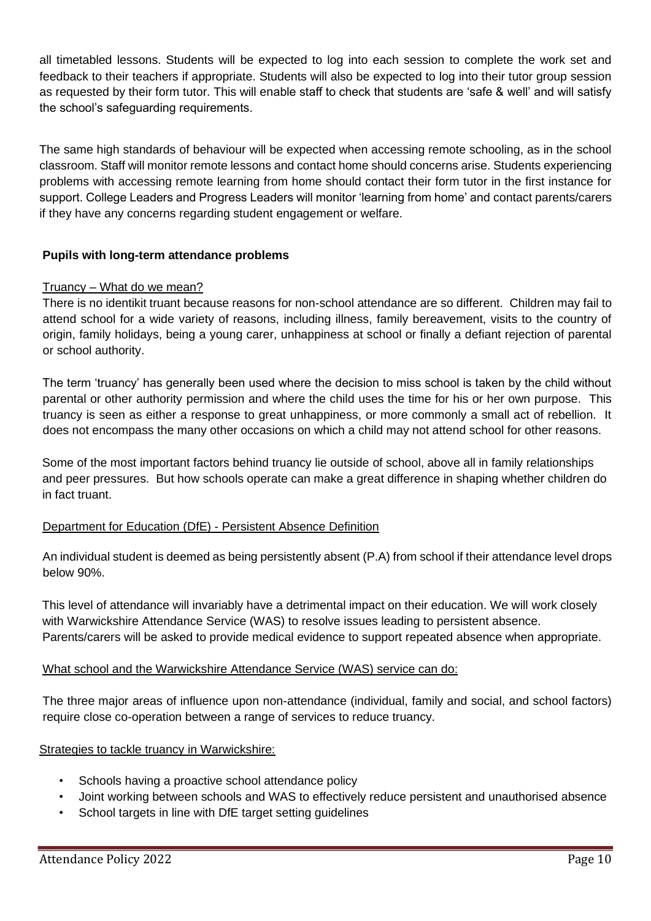all timetabled lessons. Students will be expected to log into each session to complete the work set and feedback to their teachers if appropriate. Students will also be expected to log into their tutor group session as requested by their form tutor. This will enable staff to check that students are 'safe & well' and will satisfy the school's safeguarding requirements.

The same high standards of behaviour will be expected when accessing remote schooling, as in the school classroom. Staff will monitor remote lessons and contact home should concerns arise. Students experiencing problems with accessing remote learning from home should contact their form tutor in the first instance for support. College Leaders and Progress Leaders will monitor 'learning from home' and contact parents/carers if they have any concerns regarding student engagement or welfare.

**Pupils with long-term attendance problems**

<u>Truancy – What do we mean?</u>

There is no identikit truant because reasons for non-school attendance are so different. Children may fail to attend school for a wide variety of reasons, including illness, family bereavement, visits to the country of origin, family holidays, being a young carer, unhappiness at school or finally a defiant rejection of parental or school authority.

The term 'truancy' has generally been used where the decision to miss school is taken by the child without parental or other authority permission and where the child uses the time for his or her own purpose. This truancy is seen as either a response to great unhappiness, or more commonly a small act of rebellion. It does not encompass the many other occasions on which a child may not attend school for other reasons.

Some of the most important factors behind truancy lie outside of school, above all in family relationships and peer pressures. But how schools operate can make a great difference in shaping whether children do in fact truant.

<u>Department for Education (DfE) - Persistent Absence Definition</u>

An individual student is deemed as being persistently absent (P.A) from school if their attendance level drops below 90%.

This level of attendance will invariably have a detrimental impact on their education. We will work closely with Warwickshire Attendance Service (WAS) to resolve issues leading to persistent absence. Parents/carers will be asked to provide medical evidence to support repeated absence when appropriate.

<u>What school and the Warwickshire Attendance Service (WAS) service can do:</u>

The three major areas of influence upon non-attendance (individual, family and social, and school factors) require close co-operation between a range of services to reduce truancy.

<u>Strategies to tackle truancy in Warwickshire:</u>

- Schools having a proactive school attendance policy
- Joint working between schools and WAS to effectively reduce persistent and unauthorised absence
- School targets in line with DfE target setting guidelines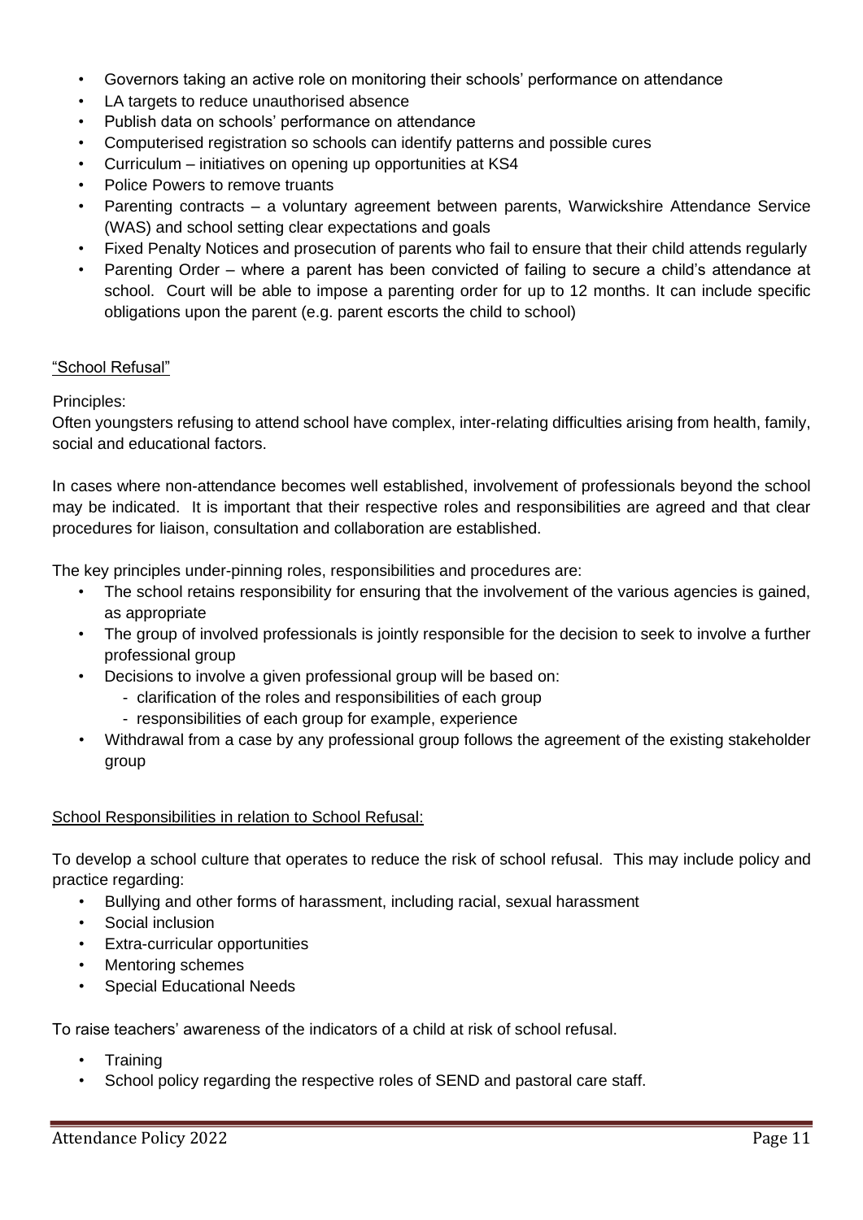- Governors taking an active role on monitoring their schools' performance on attendance
- LA targets to reduce unauthorised absence
- Publish data on schools' performance on attendance
- Computerised registration so schools can identify patterns and possible cures
- Curriculum – initiatives on opening up opportunities at KS4
- Police Powers to remove truants
- Parenting contracts – a voluntary agreement between parents, Warwickshire Attendance Service (WAS) and school setting clear expectations and goals
- Fixed Penalty Notices and prosecution of parents who fail to ensure that their child attends regularly
- Parenting Order – where a parent has been convicted of failing to secure a child's attendance at school. Court will be able to impose a parenting order for up to 12 months. It can include specific obligations upon the parent (e.g. parent escorts the child to school)

<u>"School Refusal"</u>

Principles:

Often youngsters refusing to attend school have complex, inter-relating difficulties arising from health, family, social and educational factors.

In cases where non-attendance becomes well established, involvement of professionals beyond the school may be indicated. It is important that their respective roles and responsibilities are agreed and that clear procedures for liaison, consultation and collaboration are established.

The key principles under-pinning roles, responsibilities and procedures are:

- The school retains responsibility for ensuring that the involvement of the various agencies is gained, as appropriate
- The group of involved professionals is jointly responsible for the decision to seek to involve a further professional group
- Decisions to involve a given professional group will be based on:
  - clarification of the roles and responsibilities of each group
  - responsibilities of each group for example, experience
- Withdrawal from a case by any professional group follows the agreement of the existing stakeholder group

<u>School Responsibilities in relation to School Refusal:</u>

To develop a school culture that operates to reduce the risk of school refusal. This may include policy and practice regarding:

- Bullying and other forms of harassment, including racial, sexual harassment
- Social inclusion
- Extra-curricular opportunities
- Mentoring schemes
- Special Educational Needs

To raise teachers' awareness of the indicators of a child at risk of school refusal.

- Training
- School policy regarding the respective roles of SEND and pastoral care staff.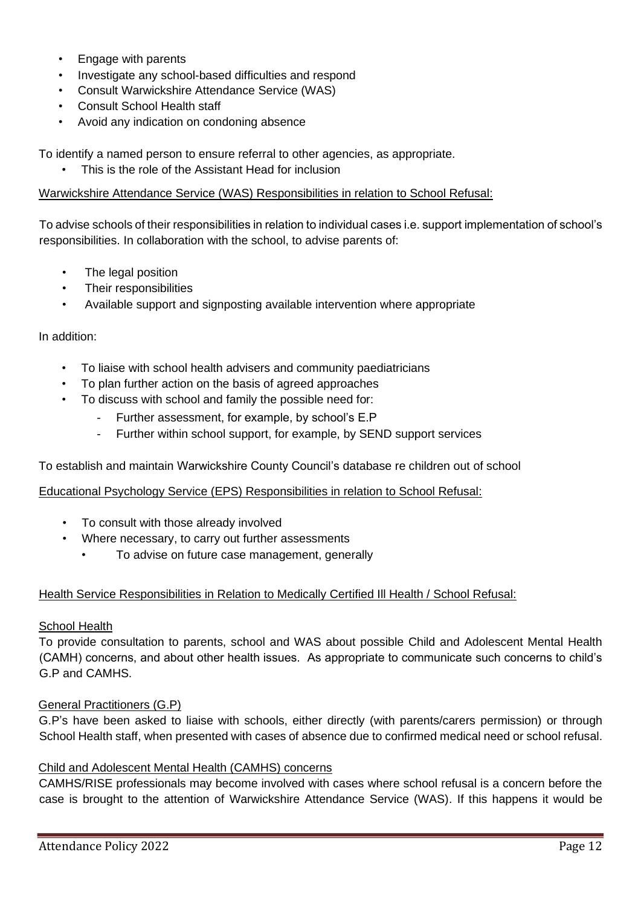- Engage with parents
- Investigate any school-based difficulties and respond
- Consult Warwickshire Attendance Service (WAS)
- Consult School Health staff
- Avoid any indication on condoning absence

To identify a named person to ensure referral to other agencies, as appropriate.

- This is the role of the Assistant Head for inclusion

Warwickshire Attendance Service (WAS) Responsibilities in relation to School Refusal:

To advise schools of their responsibilities in relation to individual cases i.e. support implementation of school's responsibilities. In collaboration with the school, to advise parents of:

- The legal position
- Their responsibilities
- Available support and signposting available intervention where appropriate

In addition:

- To liaise with school health advisers and community paediatricians
- To plan further action on the basis of agreed approaches
- To discuss with school and family the possible need for:
  - Further assessment, for example, by school's E.P
  - Further within school support, for example, by SEND support services

To establish and maintain Warwickshire County Council's database re children out of school

Educational Psychology Service (EPS) Responsibilities in relation to School Refusal:

- To consult with those already involved
- Where necessary, to carry out further assessments
  - To advise on future case management, generally

Health Service Responsibilities in Relation to Medically Certified Ill Health / School Refusal:

School Health

To provide consultation to parents, school and WAS about possible Child and Adolescent Mental Health (CAMH) concerns, and about other health issues. As appropriate to communicate such concerns to child's G.P and CAMHS.

General Practitioners (G.P)

G.P's have been asked to liaise with schools, either directly (with parents/carers permission) or through School Health staff, when presented with cases of absence due to confirmed medical need or school refusal.

Child and Adolescent Mental Health (CAMHS) concerns

CAMHS/RISE professionals may become involved with cases where school refusal is a concern before the case is brought to the attention of Warwickshire Attendance Service (WAS). If this happens it would be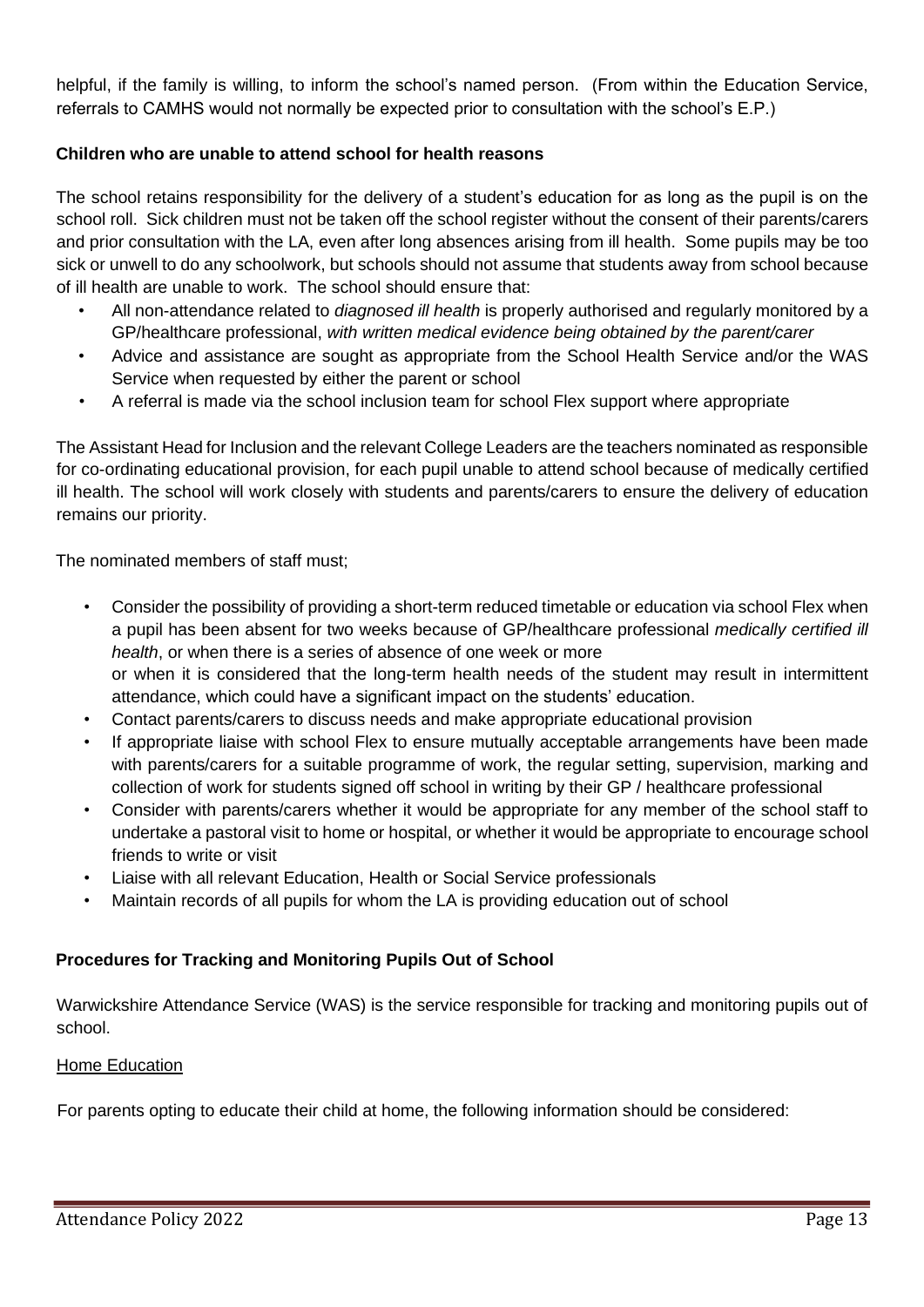helpful, if the family is willing, to inform the school's named person. (From within the Education Service, referrals to CAMHS would not normally be expected prior to consultation with the school's E.P.)

### Children who are unable to attend school for health reasons

The school retains responsibility for the delivery of a student's education for as long as the pupil is on the school roll. Sick children must not be taken off the school register without the consent of their parents/carers and prior consultation with the LA, even after long absences arising from ill health. Some pupils may be too sick or unwell to do any schoolwork, but schools should not assume that students away from school because of ill health are unable to work. The school should ensure that:

- All non-attendance related to *diagnosed ill health* is properly authorised and regularly monitored by a GP/healthcare professional, *with written medical evidence being obtained by the parent/carer*
- Advice and assistance are sought as appropriate from the School Health Service and/or the WAS Service when requested by either the parent or school
- A referral is made via the school inclusion team for school Flex support where appropriate

The Assistant Head for Inclusion and the relevant College Leaders are the teachers nominated as responsible for co-ordinating educational provision, for each pupil unable to attend school because of medically certified ill health. The school will work closely with students and parents/carers to ensure the delivery of education remains our priority.

The nominated members of staff must;

- Consider the possibility of providing a short-term reduced timetable or education via school Flex when a pupil has been absent for two weeks because of GP/healthcare professional *medically certified ill health*, or when there is a series of absence of one week or more
  or when it is considered that the long-term health needs of the student may result in intermittent attendance, which could have a significant impact on the students' education.
- Contact parents/carers to discuss needs and make appropriate educational provision
- If appropriate liaise with school Flex to ensure mutually acceptable arrangements have been made with parents/carers for a suitable programme of work, the regular setting, supervision, marking and collection of work for students signed off school in writing by their GP / healthcare professional
- Consider with parents/carers whether it would be appropriate for any member of the school staff to undertake a pastoral visit to home or hospital, or whether it would be appropriate to encourage school friends to write or visit
- Liaise with all relevant Education, Health or Social Service professionals
- Maintain records of all pupils for whom the LA is providing education out of school

### Procedures for Tracking and Monitoring Pupils Out of School

Warwickshire Attendance Service (WAS) is the service responsible for tracking and monitoring pupils out of school.

<u>Home Education</u>

For parents opting to educate their child at home, the following information should be considered: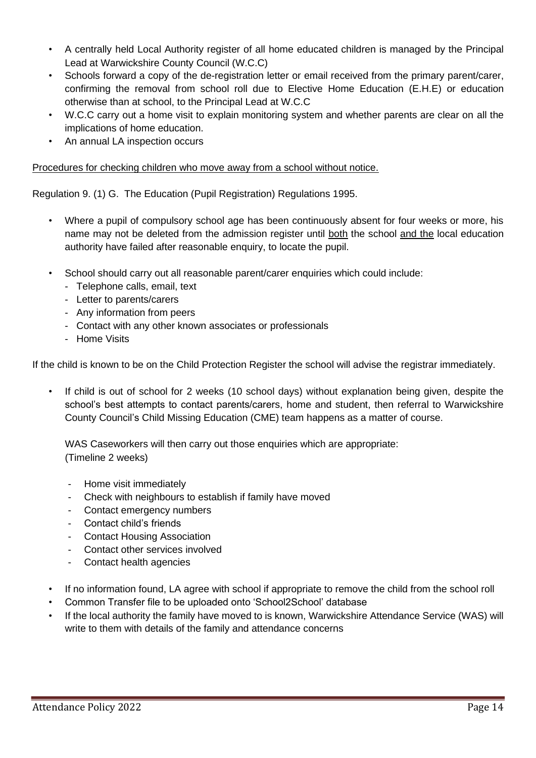- A centrally held Local Authority register of all home educated children is managed by the Principal Lead at Warwickshire County Council (W.C.C)
- Schools forward a copy of the de-registration letter or email received from the primary parent/carer, confirming the removal from school roll due to Elective Home Education (E.H.E) or education otherwise than at school, to the Principal Lead at W.C.C
- W.C.C carry out a home visit to explain monitoring system and whether parents are clear on all the implications of home education.
- An annual LA inspection occurs

<u>Procedures for checking children who move away from a school without notice.</u>

Regulation 9. (1) G. The Education (Pupil Registration) Regulations 1995.

- Where a pupil of compulsory school age has been continuously absent for four weeks or more, his name may not be deleted from the admission register until <u>both</u> the school <u>and the</u> local education authority have failed after reasonable enquiry, to locate the pupil.

- School should carry out all reasonable parent/carer enquiries which could include:
  - Telephone calls, email, text
  - Letter to parents/carers
  - Any information from peers
  - Contact with any other known associates or professionals
  - Home Visits

If the child is known to be on the Child Protection Register the school will advise the registrar immediately.

- If child is out of school for 2 weeks (10 school days) without explanation being given, despite the school's best attempts to contact parents/carers, home and student, then referral to Warwickshire County Council's Child Missing Education (CME) team happens as a matter of course.

  WAS Caseworkers will then carry out those enquiries which are appropriate:
  (Timeline 2 weeks)

  - Home visit immediately
  - Check with neighbours to establish if family have moved
  - Contact emergency numbers
  - Contact child's friends
  - Contact Housing Association
  - Contact other services involved
  - Contact health agencies

- If no information found, LA agree with school if appropriate to remove the child from the school roll
- Common Transfer file to be uploaded onto 'School2School' database
- If the local authority the family have moved to is known, Warwickshire Attendance Service (WAS) will write to them with details of the family and attendance concerns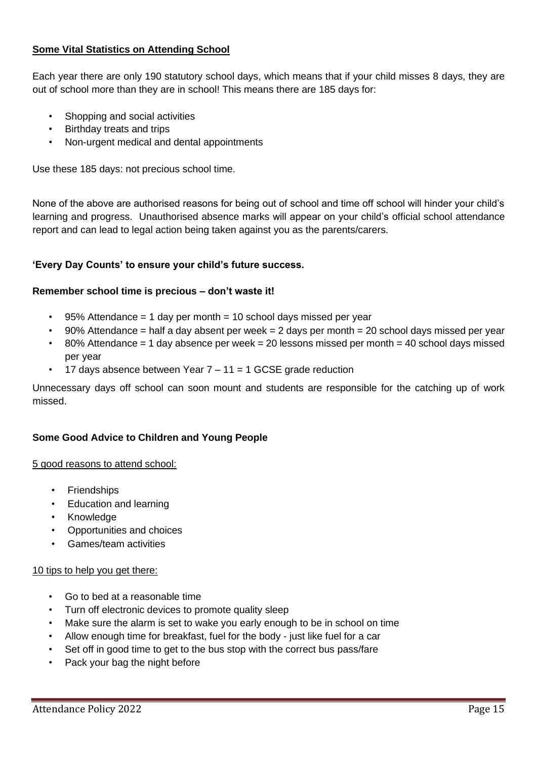**<u>Some Vital Statistics on Attending School</u>**

Each year there are only 190 statutory school days, which means that if your child misses 8 days, they are out of school more than they are in school! This means there are 185 days for:

- Shopping and social activities
- Birthday treats and trips
- Non-urgent medical and dental appointments

Use these 185 days: not precious school time.

None of the above are authorised reasons for being out of school and time off school will hinder your child's learning and progress. Unauthorised absence marks will appear on your child's official school attendance report and can lead to legal action being taken against you as the parents/carers.

**'Every Day Counts' to ensure your child's future success.**

**Remember school time is precious – don't waste it!**

- 95% Attendance = 1 day per month = 10 school days missed per year
- 90% Attendance = half a day absent per week = 2 days per month = 20 school days missed per year
- 80% Attendance = 1 day absence per week = 20 lessons missed per month = 40 school days missed per year
- 17 days absence between Year 7 – 11 = 1 GCSE grade reduction

Unnecessary days off school can soon mount and students are responsible for the catching up of work missed.

**Some Good Advice to Children and Young People**

<u>5 good reasons to attend school:</u>

- Friendships
- Education and learning
- Knowledge
- Opportunities and choices
- Games/team activities

<u>10 tips to help you get there:</u>

- Go to bed at a reasonable time
- Turn off electronic devices to promote quality sleep
- Make sure the alarm is set to wake you early enough to be in school on time
- Allow enough time for breakfast, fuel for the body - just like fuel for a car
- Set off in good time to get to the bus stop with the correct bus pass/fare
- Pack your bag the night before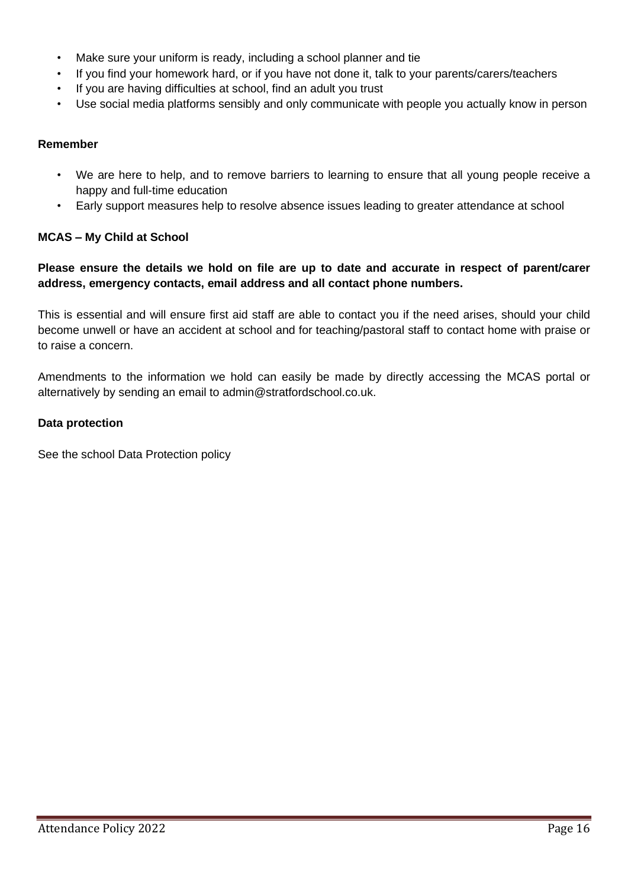- Make sure your uniform is ready, including a school planner and tie
- If you find your homework hard, or if you have not done it, talk to your parents/carers/teachers
- If you are having difficulties at school, find an adult you trust
- Use social media platforms sensibly and only communicate with people you actually know in person

**Remember**

- We are here to help, and to remove barriers to learning to ensure that all young people receive a happy and full-time education
- Early support measures help to resolve absence issues leading to greater attendance at school

**MCAS – My Child at School**

**Please ensure the details we hold on file are up to date and accurate in respect of parent/carer address, emergency contacts, email address and all contact phone numbers.**

This is essential and will ensure first aid staff are able to contact you if the need arises, should your child become unwell or have an accident at school and for teaching/pastoral staff to contact home with praise or to raise a concern.

Amendments to the information we hold can easily be made by directly accessing the MCAS portal or alternatively by sending an email to admin@stratfordschool.co.uk.

**Data protection**

See the school Data Protection policy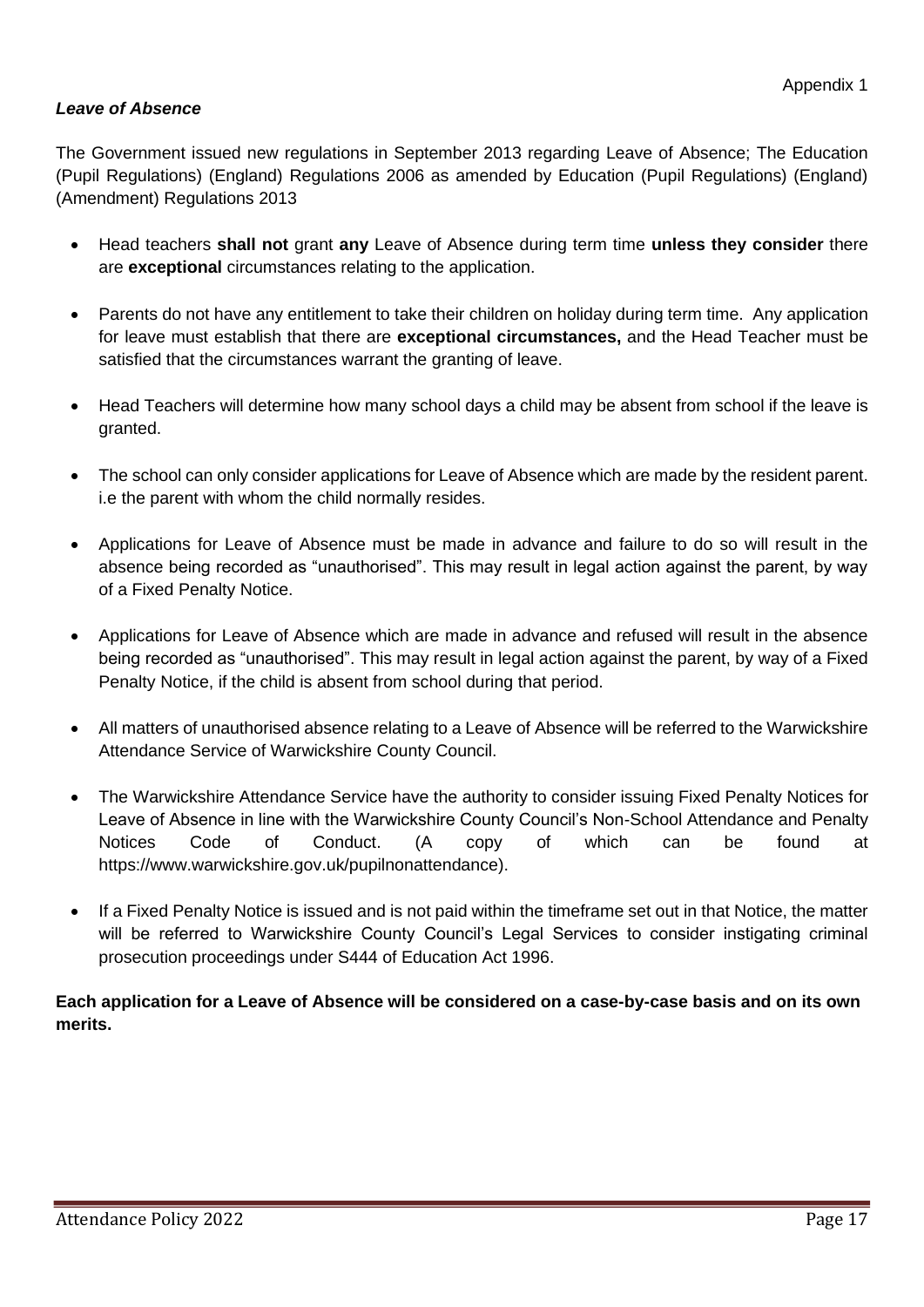Appendix 1

***Leave of Absence***

The Government issued new regulations in September 2013 regarding Leave of Absence; The Education (Pupil Regulations) (England) Regulations 2006 as amended by Education (Pupil Regulations) (England) (Amendment) Regulations 2013

- Head teachers **shall not** grant **any** Leave of Absence during term time **unless they consider** there are **exceptional** circumstances relating to the application.
- Parents do not have any entitlement to take their children on holiday during term time. Any application for leave must establish that there are **exceptional circumstances,** and the Head Teacher must be satisfied that the circumstances warrant the granting of leave.
- Head Teachers will determine how many school days a child may be absent from school if the leave is granted.
- The school can only consider applications for Leave of Absence which are made by the resident parent. i.e the parent with whom the child normally resides.
- Applications for Leave of Absence must be made in advance and failure to do so will result in the absence being recorded as "unauthorised". This may result in legal action against the parent, by way of a Fixed Penalty Notice.
- Applications for Leave of Absence which are made in advance and refused will result in the absence being recorded as "unauthorised". This may result in legal action against the parent, by way of a Fixed Penalty Notice, if the child is absent from school during that period.
- All matters of unauthorised absence relating to a Leave of Absence will be referred to the Warwickshire Attendance Service of Warwickshire County Council.
- The Warwickshire Attendance Service have the authority to consider issuing Fixed Penalty Notices for Leave of Absence in line with the Warwickshire County Council's Non-School Attendance and Penalty Notices Code of Conduct. (A copy of which can be found at https://www.warwickshire.gov.uk/pupilnonattendance).
- If a Fixed Penalty Notice is issued and is not paid within the timeframe set out in that Notice, the matter will be referred to Warwickshire County Council's Legal Services to consider instigating criminal prosecution proceedings under S444 of Education Act 1996.

**Each application for a Leave of Absence will be considered on a case-by-case basis and on its own merits.**